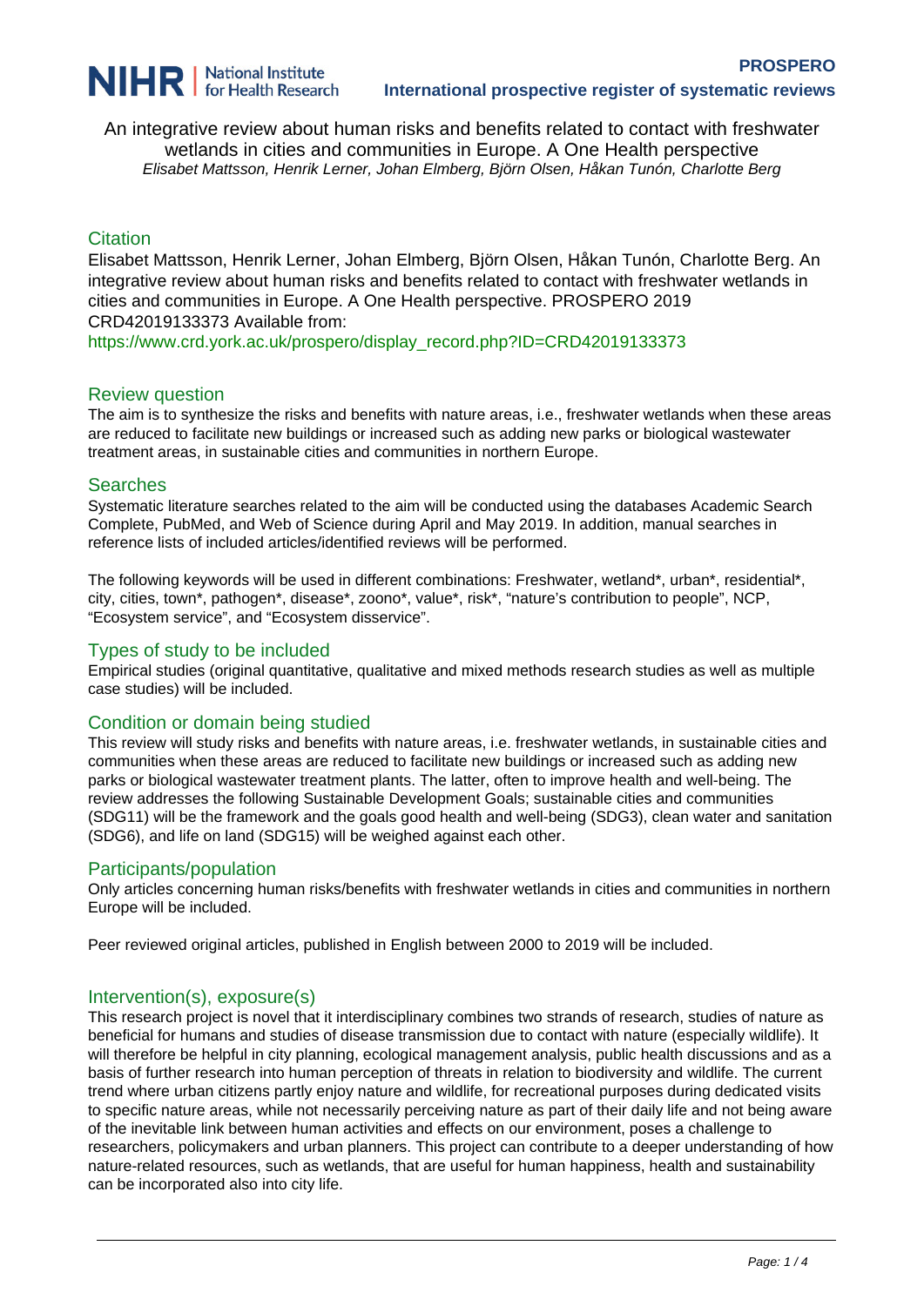An integrative review about human risks and benefits related to contact with freshwater wetlands in cities and communities in Europe. A One Health perspective

*Elisabet Mattsson, Henrik Lerner, Johan Elmberg, Björn Olsen, Håkan Tunón, Charlotte Berg*

## Citation

Elisabet Mattsson, Henrik Lerner, Johan Elmberg, Björn Olsen, Håkan Tunón, Charlotte Berg. An integrative review about human risks and benefits related to contact with freshwater wetlands in cities and communities in Europe. A One Health perspective. PROSPERO 2019 CRD42019133373 Available from: https://www.crd.york.ac.uk/prospero/display_record.php?ID=CRD42019133373

## Review question

The aim is to synthesize the risks and benefits with nature areas, i.e., freshwater wetlands when these areas are reduced to facilitate new buildings or increased such as adding new parks or biological wastewater treatment areas, in sustainable cities and communities in northern Europe.

## Searches

Systematic literature searches related to the aim will be conducted using the databases Academic Search Complete, PubMed, and Web of Science during April and May 2019. In addition, manual searches in reference lists of included articles/identified reviews will be performed.

The following keywords will be used in different combinations: Freshwater, wetland*, urban*, residential*, city, cities, town*, pathogen*, disease*, zoono*, value*, risk*, "nature's contribution to people", NCP, "Ecosystem service", and "Ecosystem disservice".

## Types of study to be included

Empirical studies (original quantitative, qualitative and mixed methods research studies as well as multiple case studies) will be included.

## Condition or domain being studied

This review will study risks and benefits with nature areas, i.e. freshwater wetlands, in sustainable cities and communities when these areas are reduced to facilitate new buildings or increased such as adding new parks or biological wastewater treatment plants. The latter, often to improve health and well-being. The review addresses the following Sustainable Development Goals; sustainable cities and communities (SDG11) will be the framework and the goals good health and well-being (SDG3), clean water and sanitation (SDG6), and life on land (SDG15) will be weighed against each other.

## Participants/population

Only articles concerning human risks/benefits with freshwater wetlands in cities and communities in northern Europe will be included.

Peer reviewed original articles, published in English between 2000 to 2019 will be included.

## Intervention(s), exposure(s)

This research project is novel that it interdisciplinary combines two strands of research, studies of nature as beneficial for humans and studies of disease transmission due to contact with nature (especially wildlife). It will therefore be helpful in city planning, ecological management analysis, public health discussions and as a basis of further research into human perception of threats in relation to biodiversity and wildlife. The current trend where urban citizens partly enjoy nature and wildlife, for recreational purposes during dedicated visits to specific nature areas, while not necessarily perceiving nature as part of their daily life and not being aware of the inevitable link between human activities and effects on our environment, poses a challenge to researchers, policymakers and urban planners. This project can contribute to a deeper understanding of how nature-related resources, such as wetlands, that are useful for human happiness, health and sustainability can be incorporated also into city life.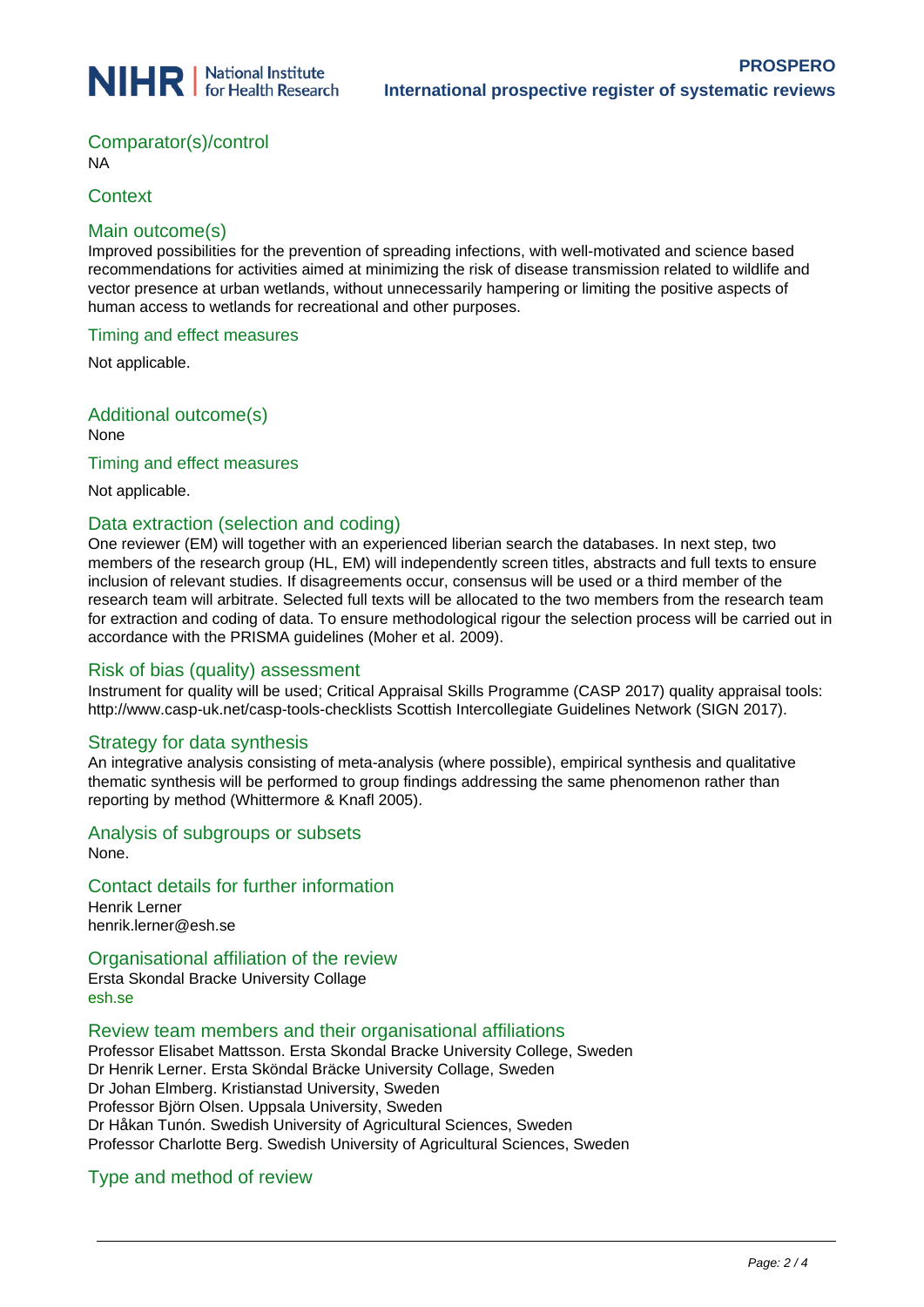## Comparator(s)/control

NA

## Context

## Main outcome(s)

Improved possibilities for the prevention of spreading infections, with well-motivated and science based recommendations for activities aimed at minimizing the risk of disease transmission related to wildlife and vector presence at urban wetlands, without unnecessarily hampering or limiting the positive aspects of human access to wetlands for recreational and other purposes.

### Timing and effect measures

Not applicable.

## Additional outcome(s)

None

### Timing and effect measures

Not applicable.

## Data extraction (selection and coding)

One reviewer (EM) will together with an experienced liberian search the databases. In next step, two members of the research group (HL, EM) will independently screen titles, abstracts and full texts to ensure inclusion of relevant studies. If disagreements occur, consensus will be used or a third member of the research team will arbitrate. Selected full texts will be allocated to the two members from the research team for extraction and coding of data. To ensure methodological rigour the selection process will be carried out in accordance with the PRISMA guidelines (Moher et al. 2009).

## Risk of bias (quality) assessment

Instrument for quality will be used; Critical Appraisal Skills Programme (CASP 2017) quality appraisal tools: http://www.casp-uk.net/casp-tools-checklists Scottish Intercollegiate Guidelines Network (SIGN 2017).

## Strategy for data synthesis

An integrative analysis consisting of meta-analysis (where possible), empirical synthesis and qualitative thematic synthesis will be performed to group findings addressing the same phenomenon rather than reporting by method (Whittermore & Knafl 2005).

## Analysis of subgroups or subsets

None.

## Contact details for further information

Henrik Lerner
henrik.lerner@esh.se

## Organisational affiliation of the review

Ersta Skondal Bracke University Collage
esh.se

## Review team members and their organisational affiliations

Professor Elisabet Mattsson. Ersta Skondal Bracke University College, Sweden
Dr Henrik Lerner. Ersta Sköndal Bräcke University Collage, Sweden
Dr Johan Elmberg. Kristianstad University, Sweden
Professor Björn Olsen. Uppsala University, Sweden
Dr Håkan Tunón. Swedish University of Agricultural Sciences, Sweden
Professor Charlotte Berg. Swedish University of Agricultural Sciences, Sweden

## Type and method of review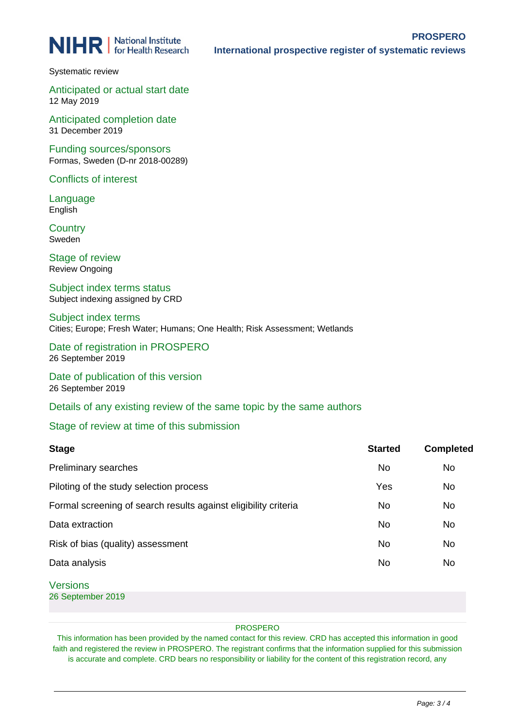Systematic review

### Anticipated or actual start date
12 May 2019

### Anticipated completion date
31 December 2019

### Funding sources/sponsors
Formas, Sweden (D-nr 2018-00289)

### Conflicts of interest

### Language
English

### Country
Sweden

### Stage of review
Review Ongoing

### Subject index terms status
Subject indexing assigned by CRD

### Subject index terms
Cities; Europe; Fresh Water; Humans; One Health; Risk Assessment; Wetlands

### Date of registration in PROSPERO
26 September 2019

### Date of publication of this version
26 September 2019

### Details of any existing review of the same topic by the same authors

### Stage of review at time of this submission

| Stage | Started | Completed |
|---|---|---|
| Preliminary searches | No | No |
| Piloting of the study selection process | Yes | No |
| Formal screening of search results against eligibility criteria | No | No |
| Data extraction | No | No |
| Risk of bias (quality) assessment | No | No |
| Data analysis | No | No |

### Versions
26 September 2019

PROSPERO

This information has been provided by the named contact for this review. CRD has accepted this information in good faith and registered the review in PROSPERO. The registrant confirms that the information supplied for this submission is accurate and complete. CRD bears no responsibility or liability for the content of this registration record, any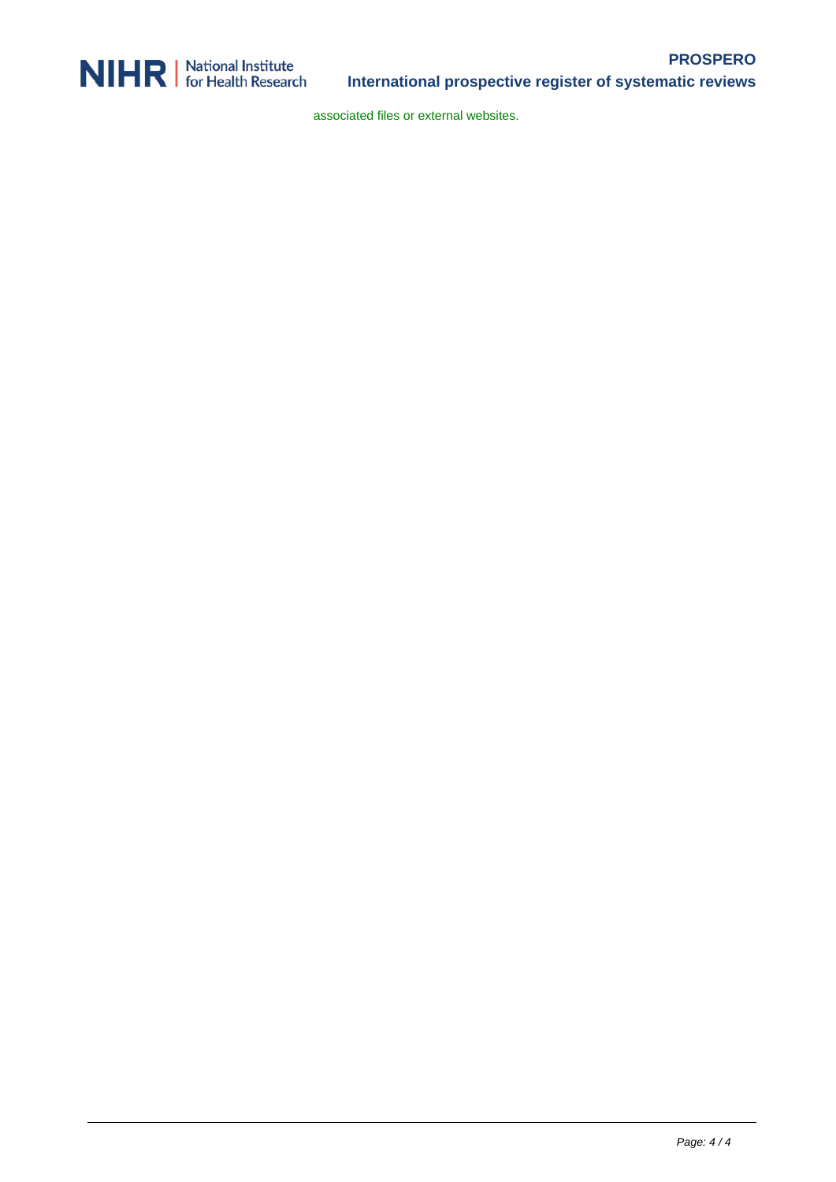associated files or external websites.